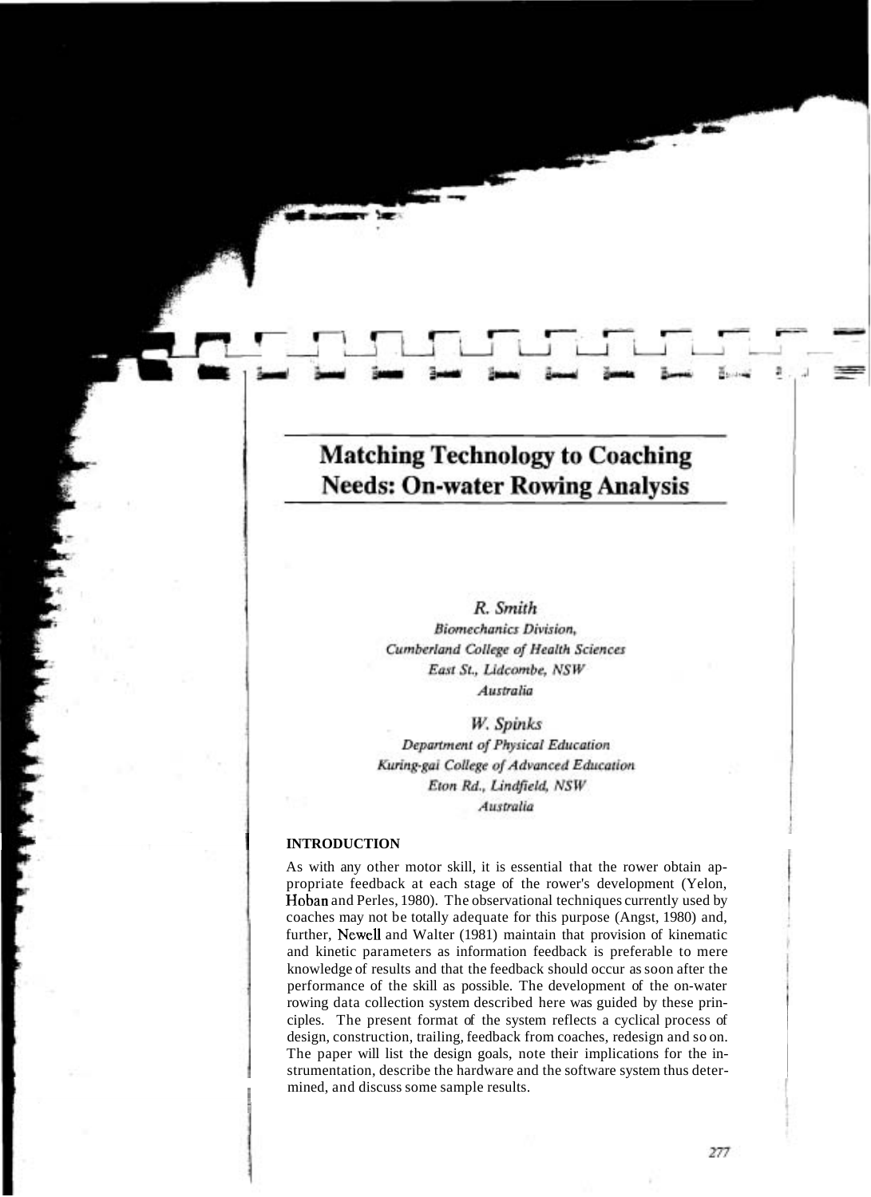# Matching Technology to Coaching Needs: On-water Rowing Analysis

*R. Smith*
*Biomechanics Division,*
*Cumberland College of Health Sciences*
*East St., Lidcombe, NSW*
*Australia*

*W. Spinks*
*Department of Physical Education*
*Kuring-gai College of Advanced Education*
*Eton Rd., Lindfield, NSW*
*Australia*

## INTRODUCTION

As with any other motor skill, it is essential that the rower obtain appropriate feedback at each stage of the rower's development (Yelon, Hoban and Perles, 1980). The observational techniques currently used by coaches may not be totally adequate for this purpose (Angst, 1980) and, further, Newell and Walter (1981) maintain that provision of kinematic and kinetic parameters as information feedback is preferable to mere knowledge of results and that the feedback should occur as soon after the performance of the skill as possible. The development of the on-water rowing data collection system described here was guided by these principles. The present format of the system reflects a cyclical process of design, construction, trailing, feedback from coaches, redesign and so on. The paper will list the design goals, note their implications for the instrumentation, describe the hardware and the software system thus determined, and discuss some sample results.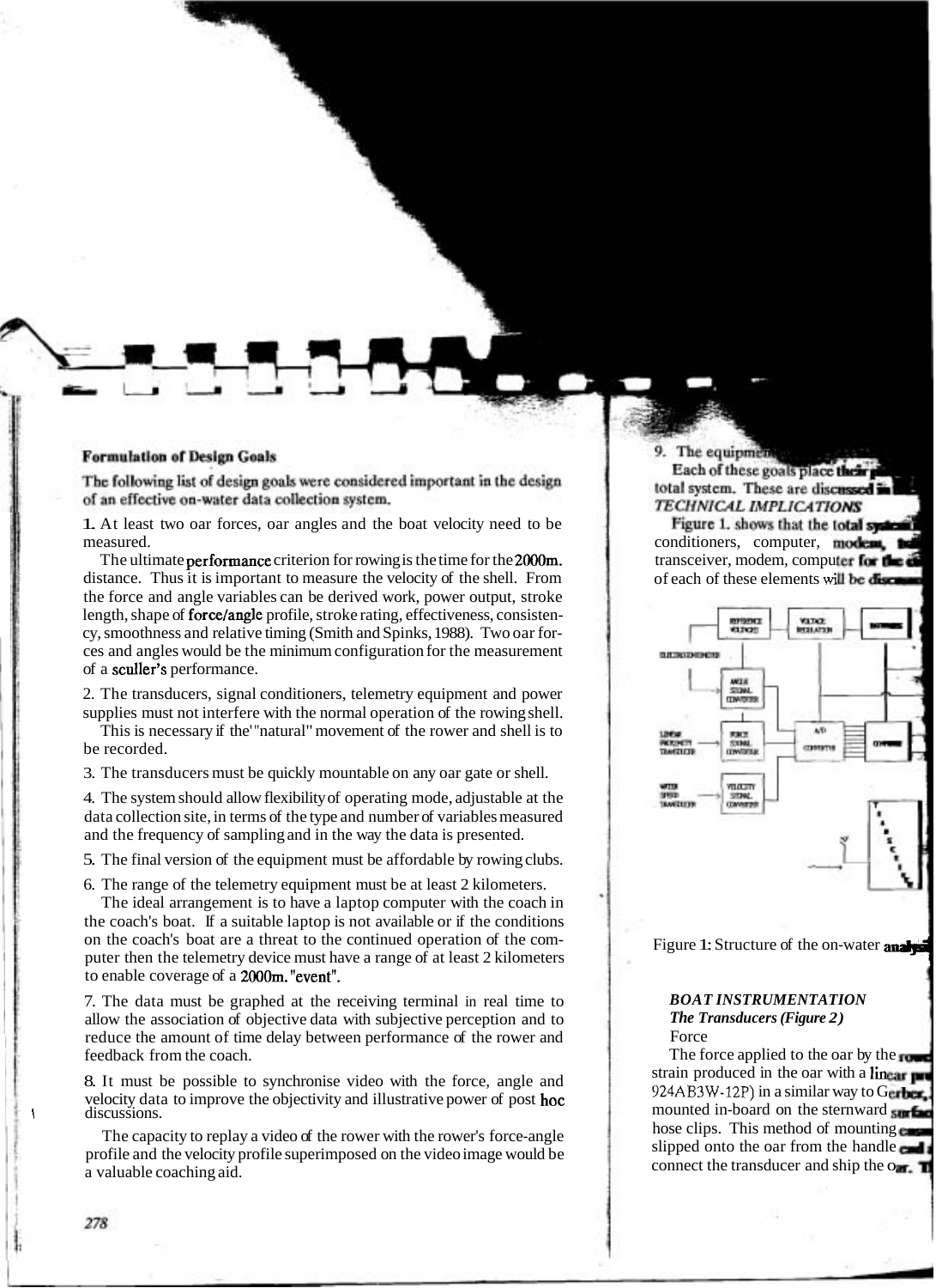## Formulation of Design Goals

The following list of design goals were considered important in the design of an effective on-water data collection system.

1. At least two oar forces, oar angles and the boat velocity need to be measured.

   The ultimate performance criterion for rowing is the time for the 2000m. distance. Thus it is important to measure the velocity of the shell. From the force and angle variables can be derived work, power output, stroke length, shape of force/angle profile, stroke rating, effectiveness, consistency, smoothness and relative timing (Smith and Spinks, 1988). Two oar forces and angles would be the minimum configuration for the measurement of a sculler's performance.

2. The transducers, signal conditioners, telemetry equipment and power supplies must not interfere with the normal operation of the rowing shell.

   This is necessary if the "natural" movement of the rower and shell is to be recorded.

3. The transducers must be quickly mountable on any oar gate or shell.

4. The system should allow flexibility of operating mode, adjustable at the data collection site, in terms of the type and number of variables measured and the frequency of sampling and in the way the data is presented.

5. The final version of the equipment must be affordable by rowing clubs.

6. The range of the telemetry equipment must be at least 2 kilometers.

   The ideal arrangement is to have a laptop computer with the coach in the coach's boat. If a suitable laptop is not available or if the conditions on the coach's boat are a threat to the continued operation of the computer then the telemetry device must have a range of at least 2 kilometers to enable coverage of a 2000m. "event".

7. The data must be graphed at the receiving terminal in real time to allow the association of objective data with subjective perception and to reduce the amount of time delay between performance of the rower and feedback from the coach.

8. It must be possible to synchronise video with the force, angle and velocity data to improve the objectivity and illustrative power of post hoc discussions.

   The capacity to replay a video of the rower with the rower's force-angle profile and the velocity profile superimposed on the video image would be a valuable coaching aid.

9. The equipmen...

Each of these goals place their ... total system. These are discussed in ...

### TECHNICAL IMPLICATIONS

Figure 1. shows that the total system ... conditioners, computer, modem, ... transceiver, modem, computer for the ... of each of these elements will be discuss...

Figure 1: Structure of the on-water analysi...

### BOAT INSTRUMENTATION

#### The Transducers (Figure 2)

Force

The force applied to the oar by the rower ... strain produced in the oar with a linear pro... 924AB3W-12P) in a similar way to Gerber, ... mounted in-board on the sternward surface ... hose clips. This method of mounting ... slipped onto the oar from the handle end ... connect the transducer and ship the oar. ...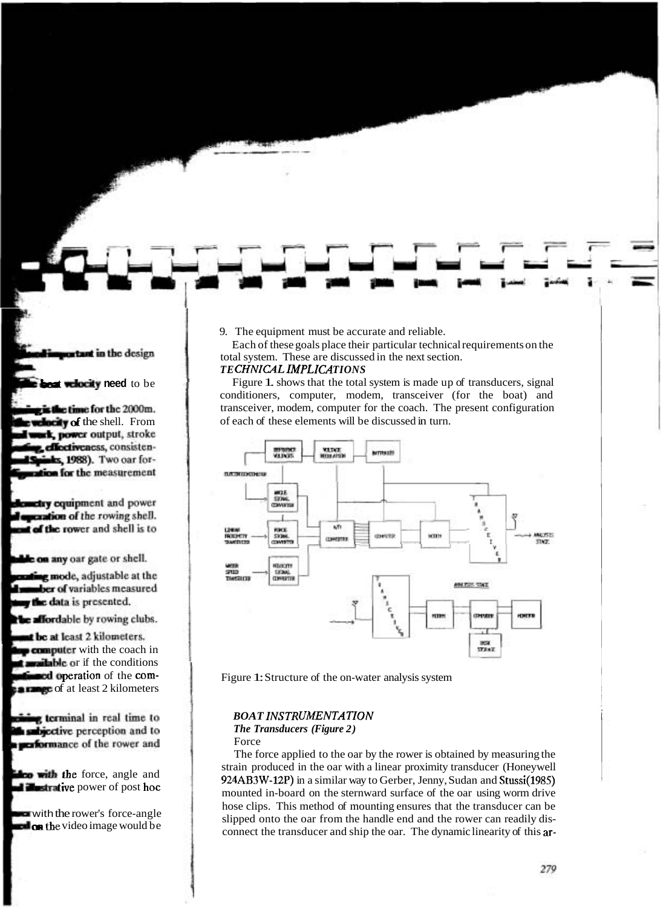9. The equipment must be accurate and reliable.

Each of these goals place their particular technical requirements on the total system. These are discussed in the next section.

### *TECHNICAL IMPLICATIONS*

Figure **1.** shows that the total system is made up of transducers, signal conditioners, computer, modem, transceiver (for the boat) and transceiver, modem, computer for the coach. The present configuration of each of these elements will be discussed in turn.

Figure **1:** Structure of the on-water analysis system

### *BOAT INSTRUMENTATION*

#### *The Transducers (Figure 2)*

Force

The force applied to the oar by the rower is obtained by measuring the strain produced in the oar with a linear proximity transducer (Honeywell 924AB3W-12P) in a similar way to Gerber, Jenny, Sudan and Stussi(1985) mounted in-board on the sternward surface of the oar using worm drive hose clips. This method of mounting ensures that the transducer can be slipped onto the oar from the handle end and the rower can readily disconnect the transducer and ship the oar. The dynamic linearity of this ar-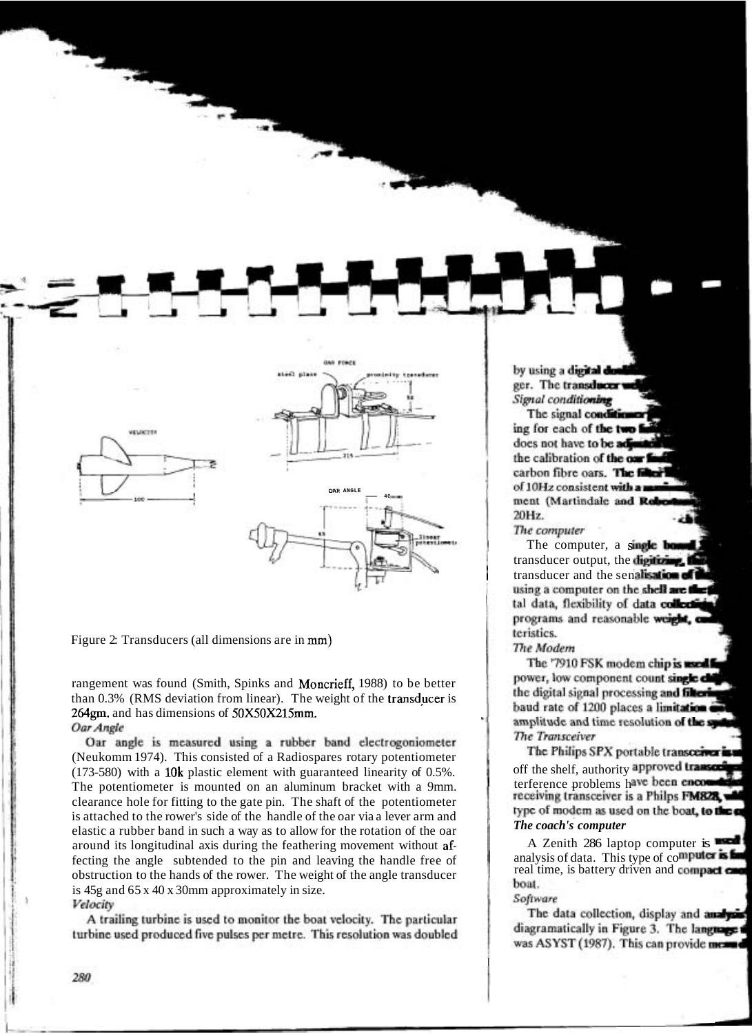Figure 2: Transducers (all dimensions are in mm)

rangement was found (Smith, Spinks and Moncrieff, 1988) to be better than 0.3% (RMS deviation from linear). The weight of the transducer is 264gm. and has dimensions of 50X50X215mm.

*Oar Angle*

Oar angle is measured using a rubber band electrogoniometer (Neukomm 1974). This consisted of a Radiospares rotary potentiometer (173-580) with a 10k plastic element with guaranteed linearity of 0.5%. The potentiometer is mounted on an aluminum bracket with a 9mm. clearance hole for fitting to the gate pin. The shaft of the potentiometer is attached to the rower's side of the handle of the oar via a lever arm and elastic a rubber band in such a way as to allow for the rotation of the oar around its longitudinal axis during the feathering movement without affecting the angle subtended to the pin and leaving the handle free of obstruction to the hands of the rower. The weight of the angle transducer is 45g and 65 x 40 x 30mm approximately in size.

*Velocity*

A trailing turbine is used to monitor the boat velocity. The particular turbine used produced five pulses per metre. This resolution was doubled by using a digital do... ger. The transducer we...

*Signal conditioning*

The signal conditioner... ing for each of the two fa... does not have to be adj... the calibration of the oar f... carbon fibre oars. The filter... of 10Hz consistent with a ... ment (Martindale and Robe... 20Hz.

*The computer*

The computer, a single bo... transducer output, the digitizing, ... transducer and the serialisation of th... using a computer on the shell are the ... tal data, flexibility of data collecti... programs and reasonable weight, ... teristics.

*The Modem*

The '7910 FSK modem chip is used f... power, low component count single ch... the digital signal processing and filteri... baud rate of 1200 places a limitation ... amplitude and time resolution of the sy...

*The Transceiver*

The Philips SPX portable transceiver is ... off the shelf, authority approved transce... terference problems have been encou... receiving transceiver is a Philips FM828, ... type of modem as used on the boat, to the c...

***The coach's computer***

A Zenith 286 laptop computer is used ... analysis of data. This type of computer is ... real time, is battery driven and compact ... boat.

*Software*

The data collection, display and analysi... diagramatically in Figure 3. The language ... was ASYST (1987). This can provide mea...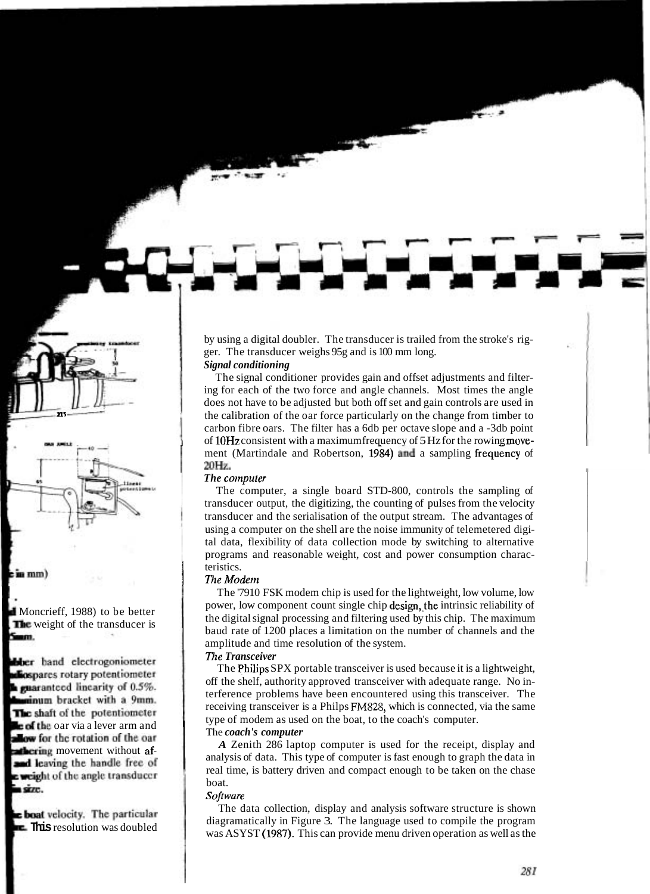by using a digital doubler. The transducer is trailed from the stroke's rigger. The transducer weighs 95g and is 100 mm long.

***Signal conditioning***

The signal conditioner provides gain and offset adjustments and filtering for each of the two force and angle channels. Most times the angle does not have to be adjusted but both off set and gain controls are used in the calibration of the oar force particularly on the change from timber to carbon fibre oars. The filter has a 6db per octave slope and a -3db point of 10Hz consistent with a maximum frequency of 5 Hz for the rowing movement (Martindale and Robertson, 1984) and a sampling frequency of 20Hz.

***The computer***

The computer, a single board STD-800, controls the sampling of transducer output, the digitizing, the counting of pulses from the velocity transducer and the serialisation of the output stream. The advantages of using a computer on the shell are the noise immunity of telemetered digital data, flexibility of data collection mode by switching to alternative programs and reasonable weight, cost and power consumption characteristics.

***The Modem***

The '7910 FSK modem chip is used for the lightweight, low volume, low power, low component count single chip design, the intrinsic reliability of the digital signal processing and filtering used by this chip. The maximum baud rate of 1200 places a limitation on the number of channels and the amplitude and time resolution of the system.

***The Transceiver***

The Philips SPX portable transceiver is used because it is a lightweight, off the shelf, authority approved transceiver with adequate range. No interference problems have been encountered using this transceiver. The receiving transceiver is a Philps FM828, which is connected, via the same type of modem as used on the boat, to the coach's computer.

The ***coach's computer***

A Zenith 286 laptop computer is used for the receipt, display and analysis of data. This type of computer is fast enough to graph the data in real time, is battery driven and compact enough to be taken on the chase boat.

***Software***

The data collection, display and analysis software structure is shown diagramatically in Figure 3. The language used to compile the program was ASYST (1987). This can provide menu driven operation as well as the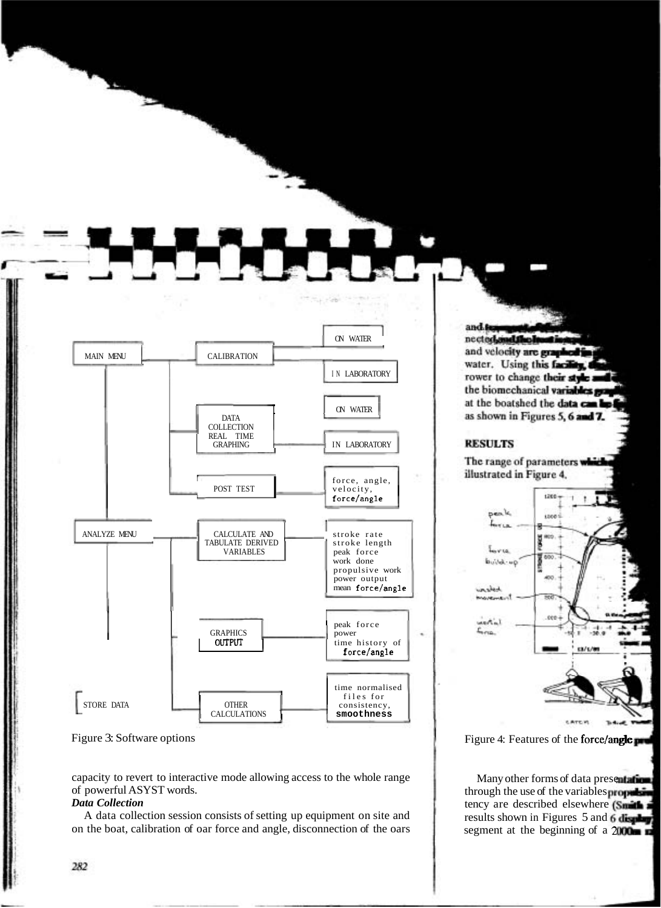Figure 3: Software options

capacity to revert to interactive mode allowing access to the whole range of powerful ASYST words.

***Data Collection***

A data collection session consists of setting up equipment on site and on the boat, calibration of oar force and angle, disconnection of the oars

and ... nected ... and velocity are graphed in ... water. Using this facility, ... rower to change their style and ... the biomechanical variables ... at the boatshed the data can be ... as shown in Figures 5, 6 and 7.

## RESULTS

The range of parameters which ... illustrated in Figure 4.

Figure 4: Features of the force/angle ...

Many other forms of data presentation ... through the use of the variables propulsive ... tency are described elsewhere (Smith ... results shown in Figures 5 and 6 display ... segment at the beginning of a 2000m ...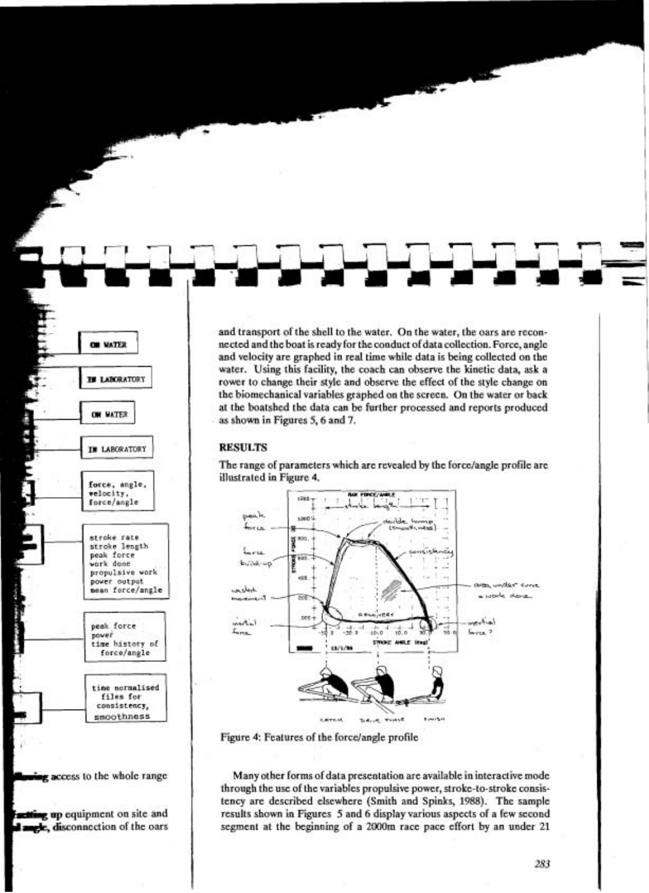and transport of the shell to the water. On the water, the oars are reconnected and the boat is ready for the conduct of data collection. Force, angle and velocity are graphed in real time while data is being collected on the water. Using this facility, the coach can observe the kinetic data, ask a rower to change their style and observe the effect of the style change on the biomechanical variables graphed on the screen. On the water or back at the boatshed the data can be further processed and reports produced as shown in Figures 5, 6 and 7.

## RESULTS

The range of parameters which are revealed by the force/angle profile are illustrated in Figure 4.

Figure 4: Features of the force/angle profile

Many other forms of data presentation are available in interactive mode through the use of the variables propulsive power, stroke-to-stroke consistency are described elsewhere (Smith and Spinks, 1988). The sample results shown in Figures 5 and 6 display various aspects of a few second segment at the beginning of a 2000m race pace effort by an under 21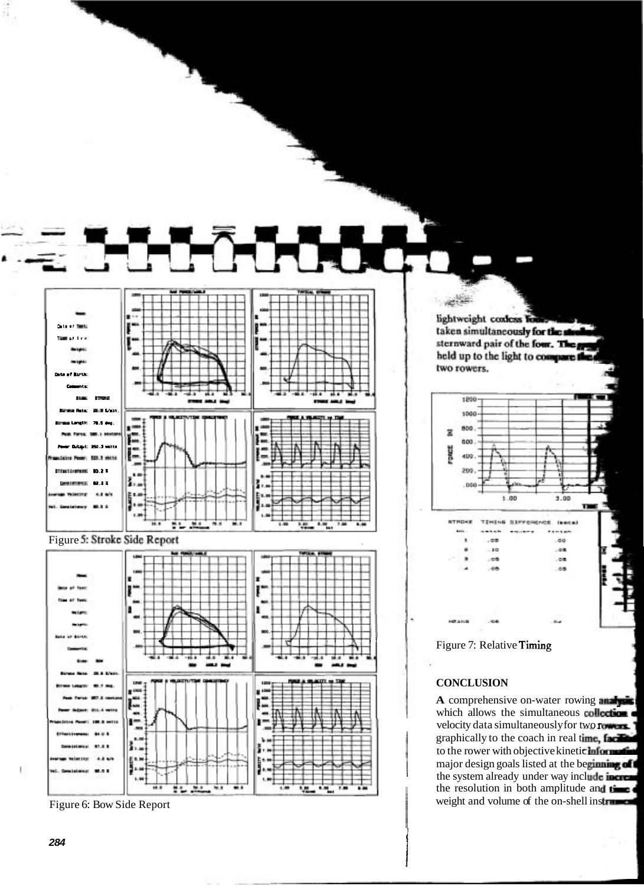Figure 5: Stroke Side Report

Figure 6: Bow Side Report

lightweight coxless four ... taken simultaneously for the stroke ... sternward pair of the four. The ... held up to the light to compare the ... two rowers.

| STROKE NO. | TIMING DIFFERENCE (secs) catch | | finish |
|---|---|---|---|
| 1 | .05 | | .00 |
| 2 | .10 | | .05 |
| 3 | .05 | | .05 |
| 4 | .05 | | .05 |
| MEANS | .06 | | .04 |

Figure 7: Relative Timing

## CONCLUSION

**A** comprehensive on-water rowing analysis ... which allows the simultaneous collection ... velocity data simultaneously for two rowers. ... graphically to the coach in real time, facilitating ... to the rower with objective kinetic information ... major design goals listed at the beginning of ... the system already under way include increasing ... the resolution in both amplitude and time ... weight and volume of the on-shell instrumentation ...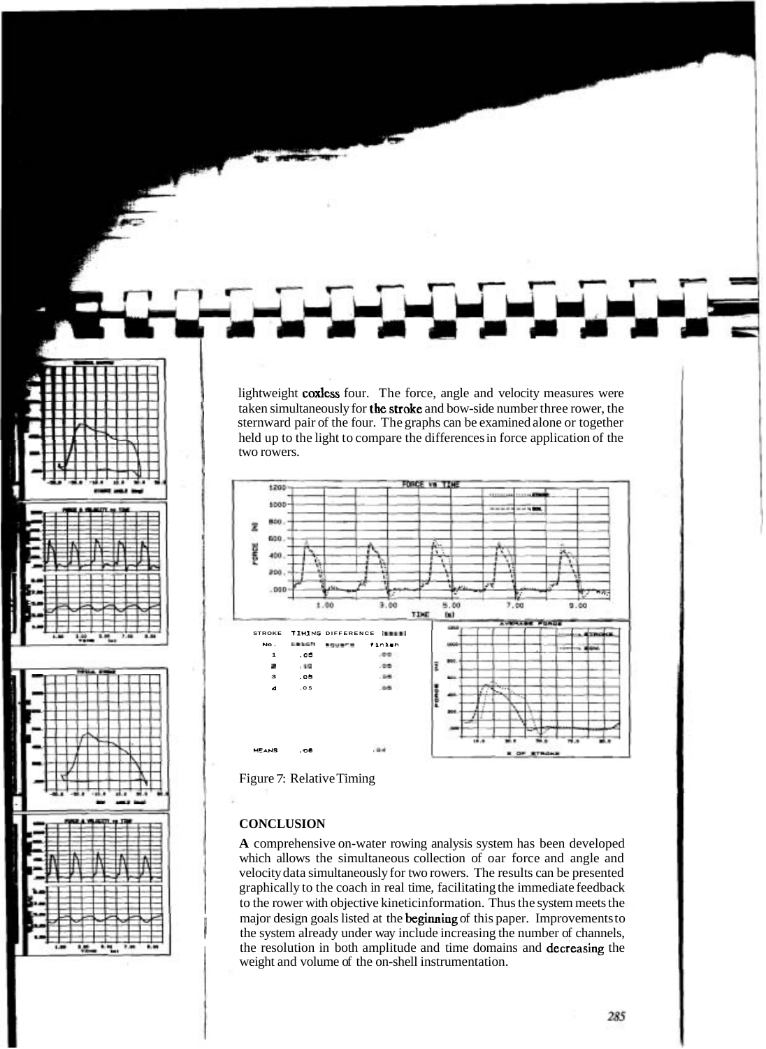lightweight coxless four. The force, angle and velocity measures were taken simultaneously for the stroke and bow-side number three rower, the sternward pair of the four. The graphs can be examined alone or together held up to the light to compare the differences in force application of the two rowers.

| STROKE No. | TIMING DIFFERENCE (secs) begin | square | finish |
|---|---|---|---|
| 1 | .05 | | .00 |
| 2 | .10 | | .05 |
| 3 | .05 | | .05 |
| 4 | .05 | | .05 |
| MEANS | .06 | | .04 |

Figure 7: Relative Timing

## CONCLUSION

**A** comprehensive on-water rowing analysis system has been developed which allows the simultaneous collection of oar force and angle and velocity data simultaneously for two rowers. The results can be presented graphically to the coach in real time, facilitating the immediate feedback to the rower with objective kineticinformation. Thus the system meets the major design goals listed at the beginning of this paper. Improvements to the system already under way include increasing the number of channels, the resolution in both amplitude and time domains and decreasing the weight and volume of the on-shell instrumentation.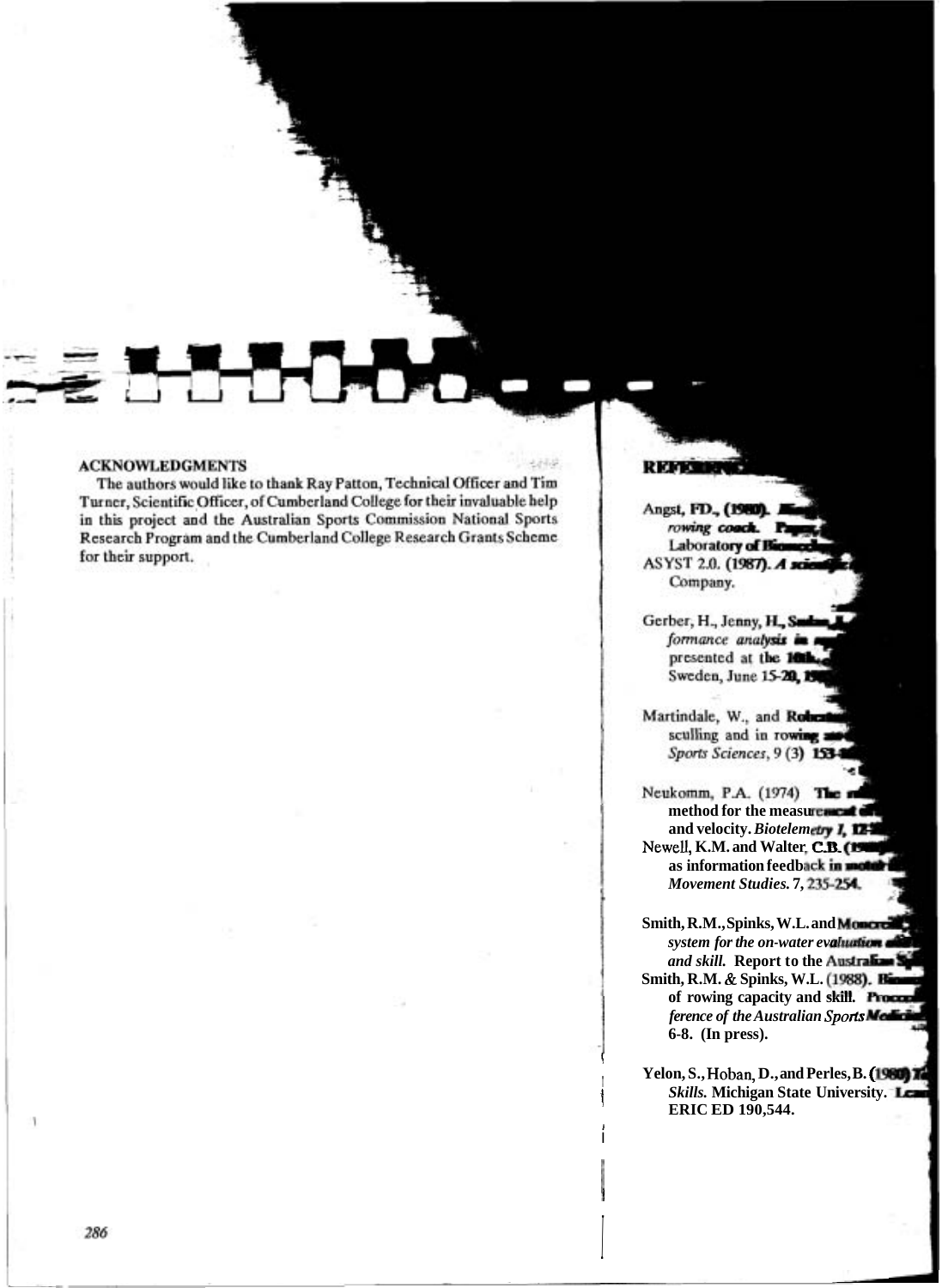## ACKNOWLEDGMENTS

The authors would like to thank Ray Patton, Technical Officer and Tim Turner, Scientific Officer, of Cumberland College for their invaluable help in this project and the Australian Sports Commission National Sports Research Program and the Cumberland College Research Grants Scheme for their support.

## REFERENCES

Angst, FD., (1980). *... rowing coach.* Paper ... Laboratory of Biomech...

ASYST 2.0. (1987). *A scientific ...* Company.

Gerber, H., Jenny, H., Sudan, J. ... *formance analysis in ...* presented at the 10th ... Sweden, June 15-20, 19...

Martindale, W., and Robertson ... sculling and in rowing ... *Sports Sciences*, 9 (3) 153-...

Neukomm, P.A. (1974) The ... method for the measurement of ... and velocity. *Biotelemetry I*, 12...

Newell, K.M. and Walter, C.B. (19...) ... as information feedback in motor ... *Movement Studies.* 7, 235-254.

Smith, R.M., Spinks, W.L. and Moncrieff ... *system for the on-water evaluation of ... and skill.* Report to the Australian S...

Smith, R.M. & Spinks, W.L. (1988). Biome... of rowing capacity and skill. Proceed... *ference of the Australian Sports Medicine ...* 6-8. (In press).

Yelon, S., Hoban, D., and Perles, B. (1980) *T... Skills.* Michigan State University. Lea... ERIC ED 190,544.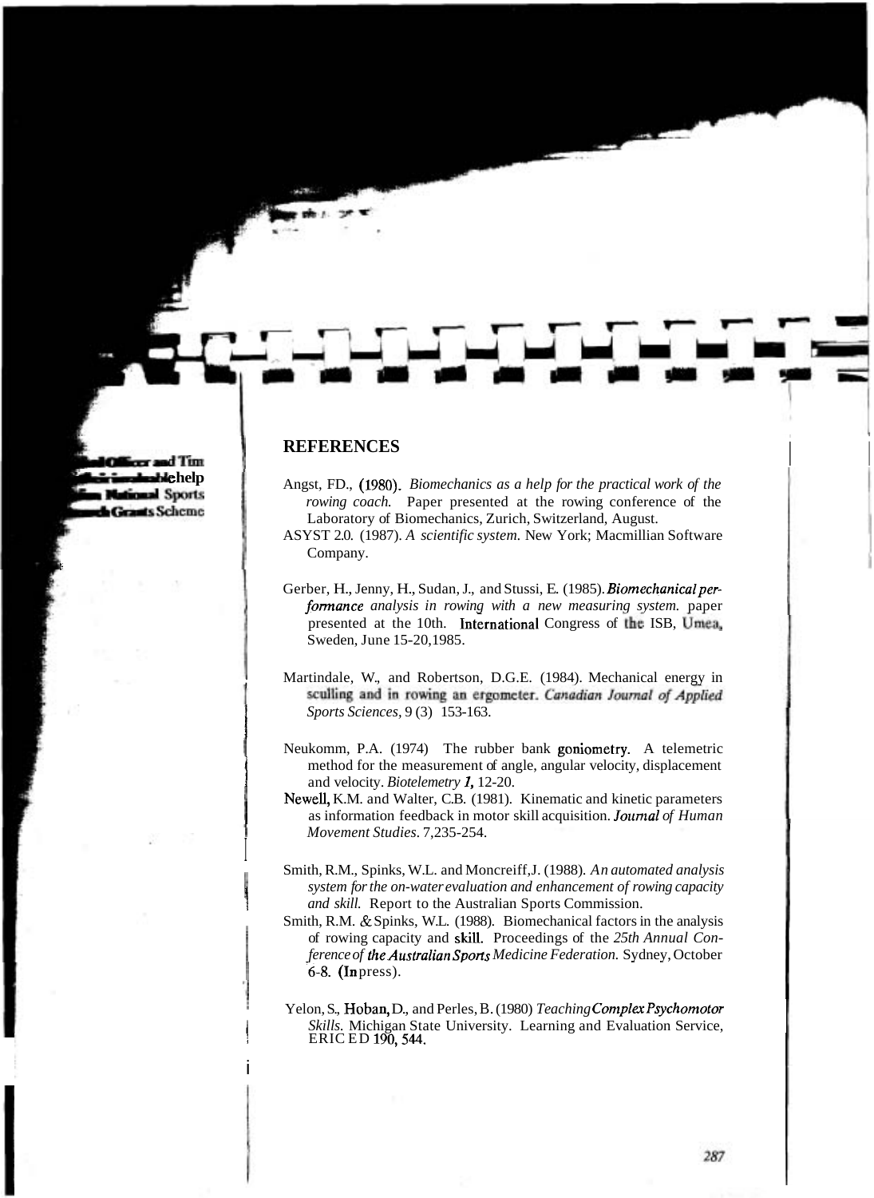## REFERENCES

Angst, FD., (1980). *Biomechanics as a help for the practical work of the rowing coach.* Paper presented at the rowing conference of the Laboratory of Biomechanics, Zurich, Switzerland, August.

ASYST 2.0. (1987). *A scientific system.* New York; Macmillian Software Company.

Gerber, H., Jenny, H., Sudan, J., and Stussi, E. (1985). *Biomechanical performance analysis in rowing with a new measuring system.* paper presented at the 10th. International Congress of the ISB, Umea, Sweden, June 15-20,1985.

Martindale, W., and Robertson, D.G.E. (1984). Mechanical energy in sculling and in rowing an ergometer. *Canadian Journal of Applied Sports Sciences,* 9 (3) 153-163.

Neukomm, P.A. (1974) The rubber bank goniometry. A telemetric method for the measurement of angle, angular velocity, displacement and velocity. *Biotelemetry 1,* 12-20.

Newell, K.M. and Walter, C.B. (1981). Kinematic and kinetic parameters as information feedback in motor skill acquisition. *Journal of Human Movement Studies.* 7,235-254.

Smith, R.M., Spinks, W.L. and Moncreiff,J. (1988). *An automated analysis system for the on-water evaluation and enhancement of rowing capacity and skill.* Report to the Australian Sports Commission.

Smith, R.M. & Spinks, W.L. (1988). Biomechanical factors in the analysis of rowing capacity and skill. Proceedings of the *25th Annual Conference of the Australian Sports Medicine Federation.* Sydney, October 6-8. (In press).

Yelon, S., Hoban, D., and Perles, B. (1980) *Teaching Complex Psychomotor Skills.* Michigan State University. Learning and Evaluation Service, ERIC ED 190, 544.